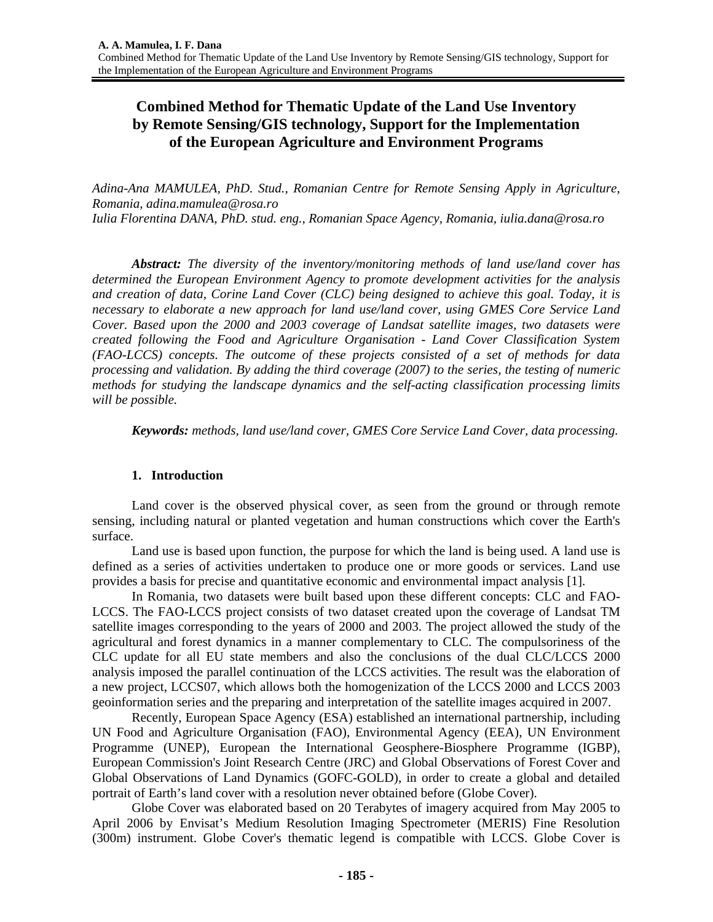# Combined Method for Thematic Update of the Land Use Inventory by Remote Sensing/GIS technology, Support for the Implementation of the European Agriculture and Environment Programs

*Adina-Ana MAMULEA, PhD. Stud., Romanian Centre for Remote Sensing Apply in Agriculture, Romania, adina.mamulea@rosa.ro*
*Iulia Florentina DANA, PhD. stud. eng., Romanian Space Agency, Romania, iulia.dana@rosa.ro*

***Abstract:*** *The diversity of the inventory/monitoring methods of land use/land cover has determined the European Environment Agency to promote development activities for the analysis and creation of data, Corine Land Cover (CLC) being designed to achieve this goal. Today, it is necessary to elaborate a new approach for land use/land cover, using GMES Core Service Land Cover. Based upon the 2000 and 2003 coverage of Landsat satellite images, two datasets were created following the Food and Agriculture Organisation - Land Cover Classification System (FAO-LCCS) concepts. The outcome of these projects consisted of a set of methods for data processing and validation. By adding the third coverage (2007) to the series, the testing of numeric methods for studying the landscape dynamics and the self-acting classification processing limits will be possible.*

***Keywords:*** *methods, land use/land cover, GMES Core Service Land Cover, data processing.*

## 1. Introduction

Land cover is the observed physical cover, as seen from the ground or through remote sensing, including natural or planted vegetation and human constructions which cover the Earth's surface.

Land use is based upon function, the purpose for which the land is being used. A land use is defined as a series of activities undertaken to produce one or more goods or services. Land use provides a basis for precise and quantitative economic and environmental impact analysis [1].

In Romania, two datasets were built based upon these different concepts: CLC and FAO-LCCS. The FAO-LCCS project consists of two dataset created upon the coverage of Landsat TM satellite images corresponding to the years of 2000 and 2003. The project allowed the study of the agricultural and forest dynamics in a manner complementary to CLC. The compulsoriness of the CLC update for all EU state members and also the conclusions of the dual CLC/LCCS 2000 analysis imposed the parallel continuation of the LCCS activities. The result was the elaboration of a new project, LCCS07, which allows both the homogenization of the LCCS 2000 and LCCS 2003 geoinformation series and the preparing and interpretation of the satellite images acquired in 2007.

Recently, European Space Agency (ESA) established an international partnership, including UN Food and Agriculture Organisation (FAO), Environmental Agency (EEA), UN Environment Programme (UNEP), European the International Geosphere-Biosphere Programme (IGBP), European Commission's Joint Research Centre (JRC) and Global Observations of Forest Cover and Global Observations of Land Dynamics (GOFC-GOLD), in order to create a global and detailed portrait of Earth's land cover with a resolution never obtained before (Globe Cover).

Globe Cover was elaborated based on 20 Terabytes of imagery acquired from May 2005 to April 2006 by Envisat's Medium Resolution Imaging Spectrometer (MERIS) Fine Resolution (300m) instrument. Globe Cover's thematic legend is compatible with LCCS. Globe Cover is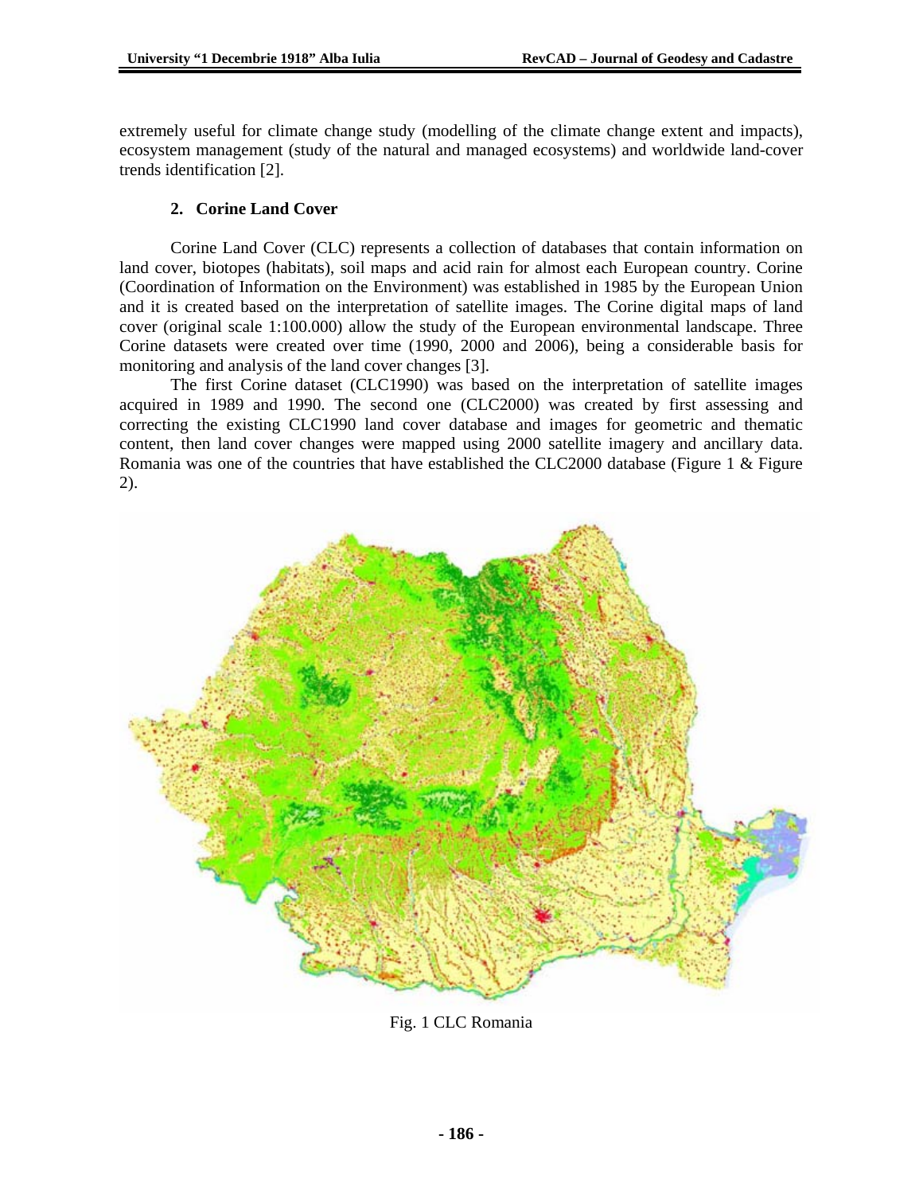extremely useful for climate change study (modelling of the climate change extent and impacts), ecosystem management (study of the natural and managed ecosystems) and worldwide land-cover trends identification [2].

## 2. Corine Land Cover

Corine Land Cover (CLC) represents a collection of databases that contain information on land cover, biotopes (habitats), soil maps and acid rain for almost each European country. Corine (Coordination of Information on the Environment) was established in 1985 by the European Union and it is created based on the interpretation of satellite images. The Corine digital maps of land cover (original scale 1:100.000) allow the study of the European environmental landscape. Three Corine datasets were created over time (1990, 2000 and 2006), being a considerable basis for monitoring and analysis of the land cover changes [3].

The first Corine dataset (CLC1990) was based on the interpretation of satellite images acquired in 1989 and 1990. The second one (CLC2000) was created by first assessing and correcting the existing CLC1990 land cover database and images for geometric and thematic content, then land cover changes were mapped using 2000 satellite imagery and ancillary data. Romania was one of the countries that have established the CLC2000 database (Figure 1 & Figure 2).

Fig. 1 CLC Romania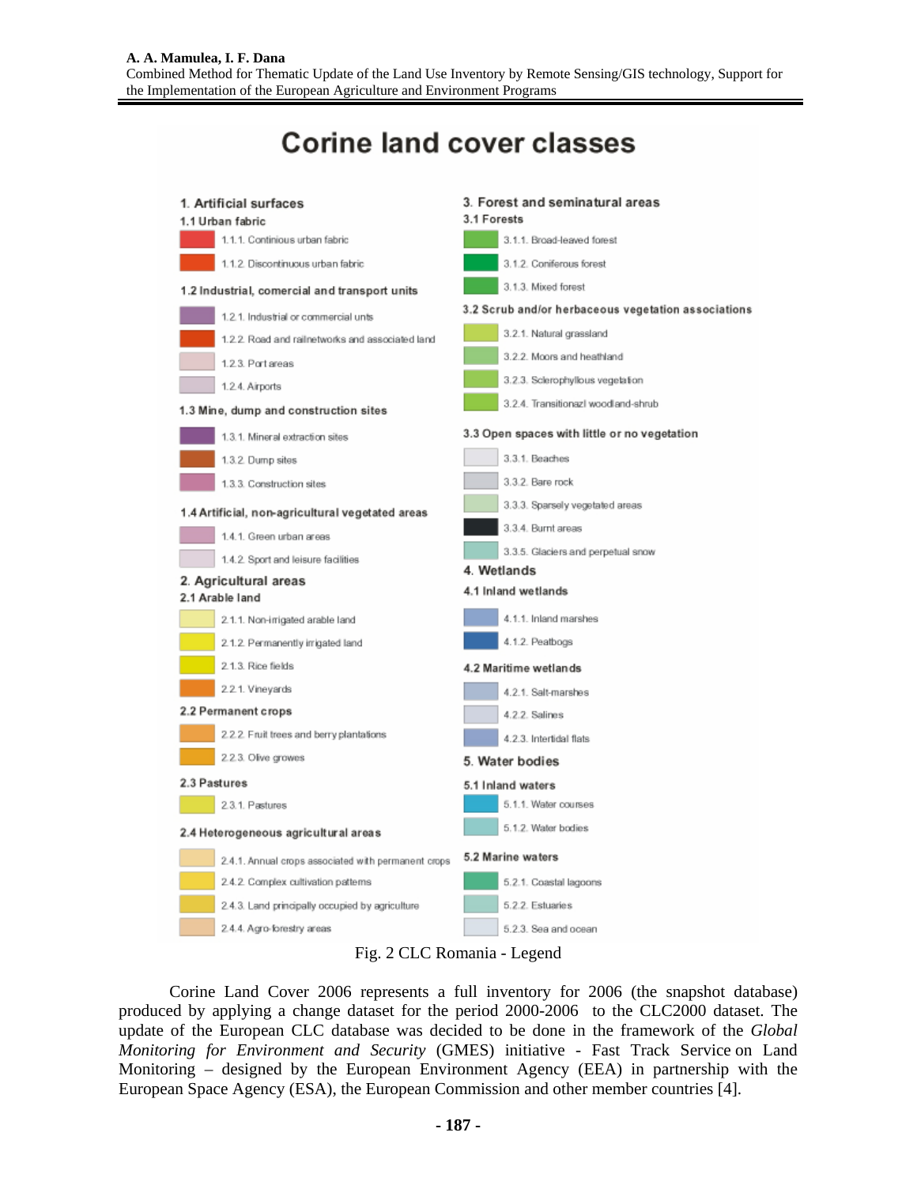# Corine land cover classes

**1. Artificial surfaces**

**1.1 Urban fabric**

- 1.1.1. Continious urban fabric
- 1.1.2. Discontinuous urban fabric

**1.2 Industrial, comercial and transport units**

- 1.2.1. Industrial or commercial units
- 1.2.2. Road and railnetworks and associated land
- 1.2.3. Port areas
- 1.2.4. Airports

**1.3 Mine, dump and construction sites**

- 1.3.1. Mineral extraction sites
- 1.3.2. Dump sites
- 1.3.3. Construction sites

**1.4 Artificial, non-agricultural vegetated areas**

- 1.4.1. Green urban areas
- 1.4.2. Sport and leisure facilities

**2. Agricultural areas**

**2.1 Arable land**

- 2.1.1. Non-irrigated arable land
- 2.1.2. Permanently irrigated land
- 2.1.3. Rice fields
- 2.2.1. Vineyards

**2.2 Permanent crops**

- 2.2.2. Fruit trees and berry plantations
- 2.2.3. Olive growes

**2.3 Pastures**

- 2.3.1. Pastures

**2.4 Heterogeneous agricultural areas**

- 2.4.1. Annual crops associated with permanent crops
- 2.4.2. Complex cultivation patterns
- 2.4.3. Land principally occupied by agriculture
- 2.4.4. Agro-forestry areas

**3. Forest and seminatural areas**

**3.1 Forests**

- 3.1.1. Broad-leaved forest
- 3.1.2. Coniferous forest
- 3.1.3. Mixed forest

**3.2 Scrub and/or herbaceous vegetation associations**

- 3.2.1. Natural grassland
- 3.2.2. Moors and heathland
- 3.2.3. Sclerophyllous vegetation
- 3.2.4. Transitionazl woodland-shrub

**3.3 Open spaces with little or no vegetation**

- 3.3.1. Beaches
- 3.3.2. Bare rock
- 3.3.3. Sparsely vegetated areas
- 3.3.4. Burnt areas
- 3.3.5. Glaciers and perpetual snow

**4. Wetlands**

**4.1 Inland wetlands**

- 4.1.1. Inland marshes
- 4.1.2. Peatbogs

**4.2 Maritime wetlands**

- 4.2.1. Salt-marshes
- 4.2.2. Salines
- 4.2.3. Intertidal flats

**5. Water bodies**

**5.1 Inland waters**

- 5.1.1. Water courses
- 5.1.2. Water bodies

**5.2 Marine waters**

- 5.2.1. Coastal lagoons
- 5.2.2. Estuaries
- 5.2.3. Sea and ocean

Fig. 2 CLC Romania - Legend

Corine Land Cover 2006 represents a full inventory for 2006 (the snapshot database) produced by applying a change dataset for the period 2000-2006 to the CLC2000 dataset. The update of the European CLC database was decided to be done in the framework of the *Global Monitoring for Environment and Security* (GMES) initiative - Fast Track Service on Land Monitoring – designed by the European Environment Agency (EEA) in partnership with the European Space Agency (ESA), the European Commission and other member countries [4].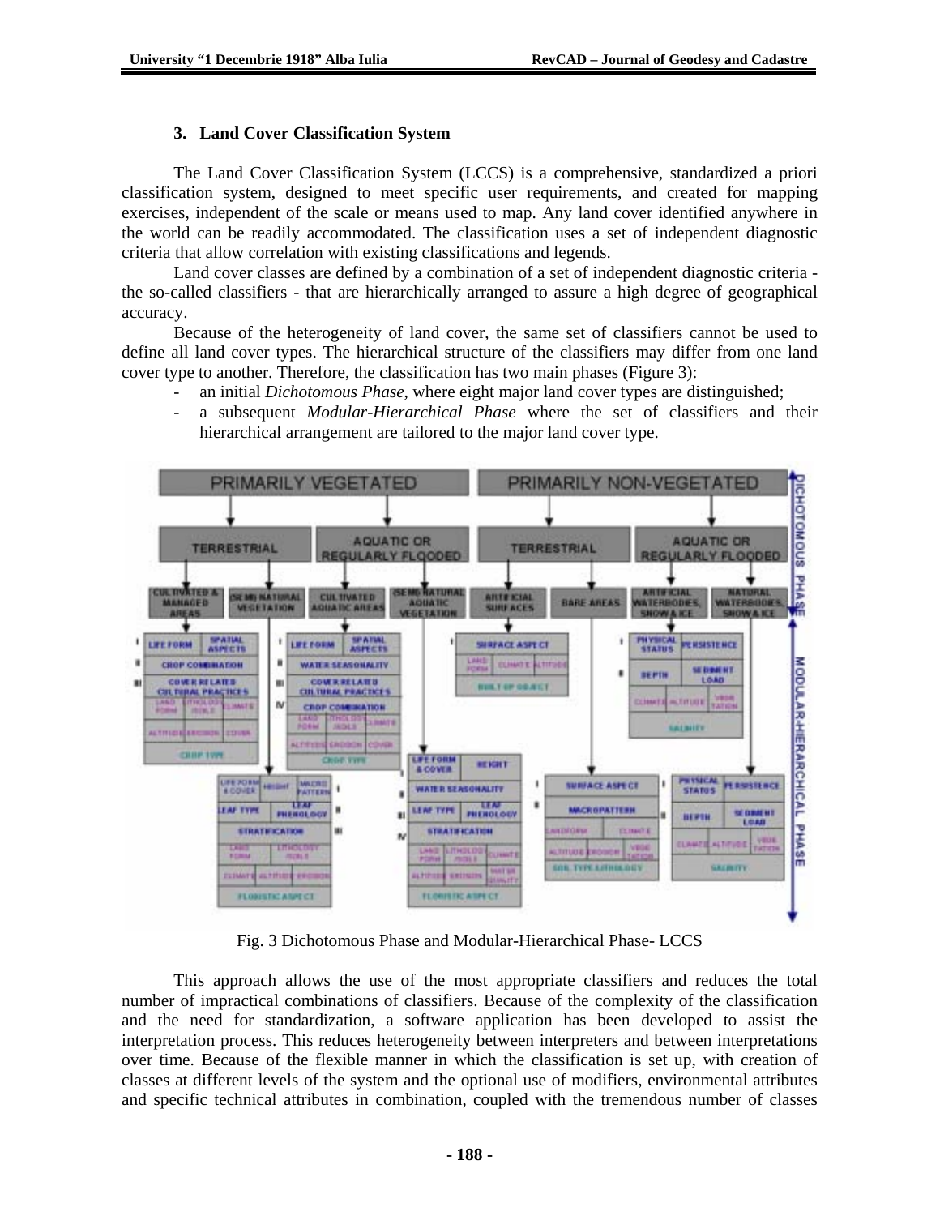### 3. Land Cover Classification System

The Land Cover Classification System (LCCS) is a comprehensive, standardized a priori classification system, designed to meet specific user requirements, and created for mapping exercises, independent of the scale or means used to map. Any land cover identified anywhere in the world can be readily accommodated. The classification uses a set of independent diagnostic criteria that allow correlation with existing classifications and legends.

Land cover classes are defined by a combination of a set of independent diagnostic criteria - the so-called classifiers - that are hierarchically arranged to assure a high degree of geographical accuracy.

Because of the heterogeneity of land cover, the same set of classifiers cannot be used to define all land cover types. The hierarchical structure of the classifiers may differ from one land cover type to another. Therefore, the classification has two main phases (Figure 3):

- an initial *Dichotomous Phase*, where eight major land cover types are distinguished;
- a subsequent *Modular-Hierarchical Phase* where the set of classifiers and their hierarchical arrangement are tailored to the major land cover type.

Fig. 3 Dichotomous Phase and Modular-Hierarchical Phase- LCCS

This approach allows the use of the most appropriate classifiers and reduces the total number of impractical combinations of classifiers. Because of the complexity of the classification and the need for standardization, a software application has been developed to assist the interpretation process. This reduces heterogeneity between interpreters and between interpretations over time. Because of the flexible manner in which the classification is set up, with creation of classes at different levels of the system and the optional use of modifiers, environmental attributes and specific technical attributes in combination, coupled with the tremendous number of classes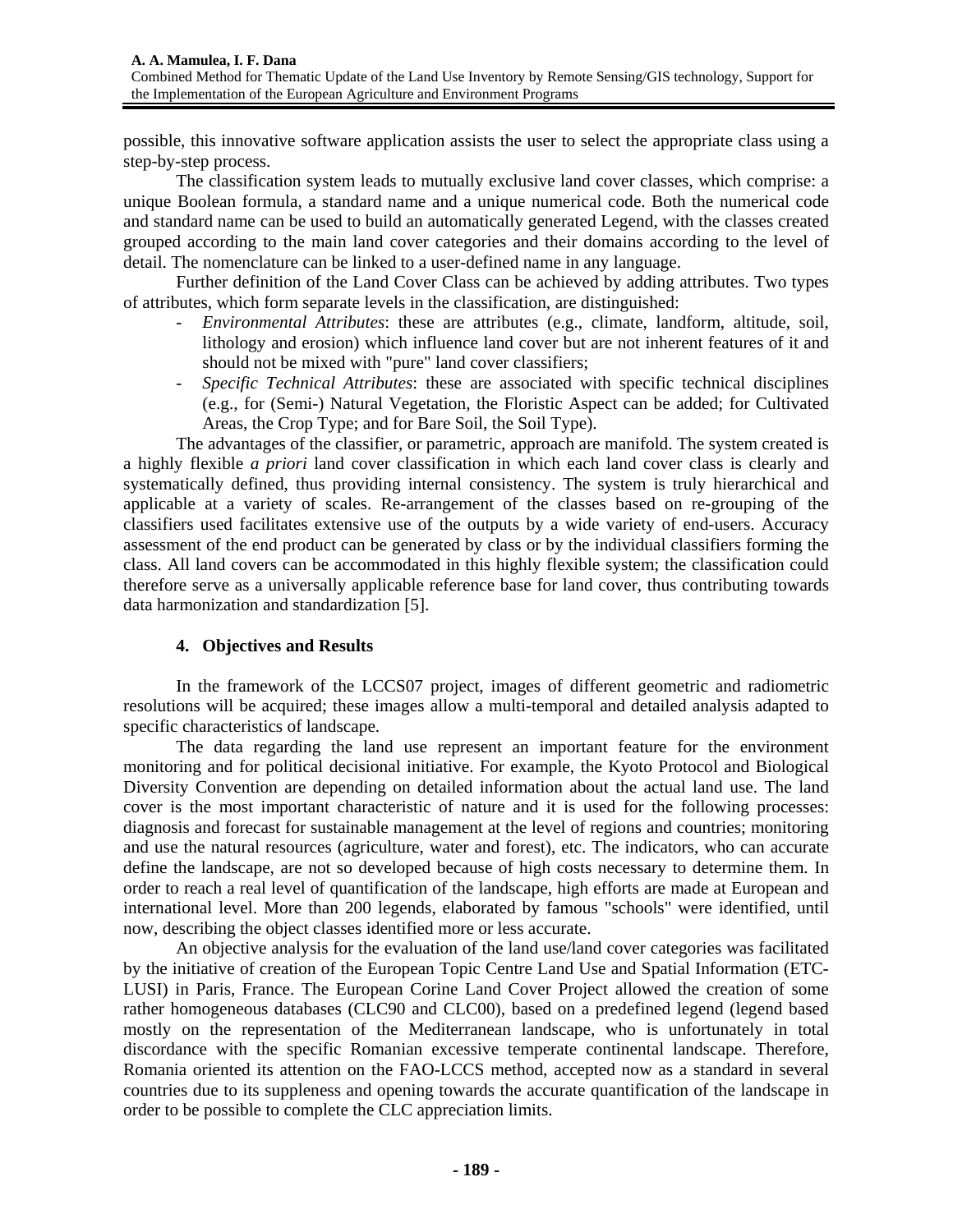possible, this innovative software application assists the user to select the appropriate class using a step-by-step process.

The classification system leads to mutually exclusive land cover classes, which comprise: a unique Boolean formula, a standard name and a unique numerical code. Both the numerical code and standard name can be used to build an automatically generated Legend, with the classes created grouped according to the main land cover categories and their domains according to the level of detail. The nomenclature can be linked to a user-defined name in any language.

Further definition of the Land Cover Class can be achieved by adding attributes. Two types of attributes, which form separate levels in the classification, are distinguished:

- *Environmental Attributes*: these are attributes (e.g., climate, landform, altitude, soil, lithology and erosion) which influence land cover but are not inherent features of it and should not be mixed with "pure" land cover classifiers;
- *Specific Technical Attributes*: these are associated with specific technical disciplines (e.g., for (Semi-) Natural Vegetation, the Floristic Aspect can be added; for Cultivated Areas, the Crop Type; and for Bare Soil, the Soil Type).

The advantages of the classifier, or parametric, approach are manifold. The system created is a highly flexible *a priori* land cover classification in which each land cover class is clearly and systematically defined, thus providing internal consistency. The system is truly hierarchical and applicable at a variety of scales. Re-arrangement of the classes based on re-grouping of the classifiers used facilitates extensive use of the outputs by a wide variety of end-users. Accuracy assessment of the end product can be generated by class or by the individual classifiers forming the class. All land covers can be accommodated in this highly flexible system; the classification could therefore serve as a universally applicable reference base for land cover, thus contributing towards data harmonization and standardization [5].

## 4. Objectives and Results

In the framework of the LCCS07 project, images of different geometric and radiometric resolutions will be acquired; these images allow a multi-temporal and detailed analysis adapted to specific characteristics of landscape.

The data regarding the land use represent an important feature for the environment monitoring and for political decisional initiative. For example, the Kyoto Protocol and Biological Diversity Convention are depending on detailed information about the actual land use. The land cover is the most important characteristic of nature and it is used for the following processes: diagnosis and forecast for sustainable management at the level of regions and countries; monitoring and use the natural resources (agriculture, water and forest), etc. The indicators, who can accurate define the landscape, are not so developed because of high costs necessary to determine them. In order to reach a real level of quantification of the landscape, high efforts are made at European and international level. More than 200 legends, elaborated by famous "schools" were identified, until now, describing the object classes identified more or less accurate.

An objective analysis for the evaluation of the land use/land cover categories was facilitated by the initiative of creation of the European Topic Centre Land Use and Spatial Information (ETC-LUSI) in Paris, France. The European Corine Land Cover Project allowed the creation of some rather homogeneous databases (CLC90 and CLC00), based on a predefined legend (legend based mostly on the representation of the Mediterranean landscape, who is unfortunately in total discordance with the specific Romanian excessive temperate continental landscape. Therefore, Romania oriented its attention on the FAO-LCCS method, accepted now as a standard in several countries due to its suppleness and opening towards the accurate quantification of the landscape in order to be possible to complete the CLC appreciation limits.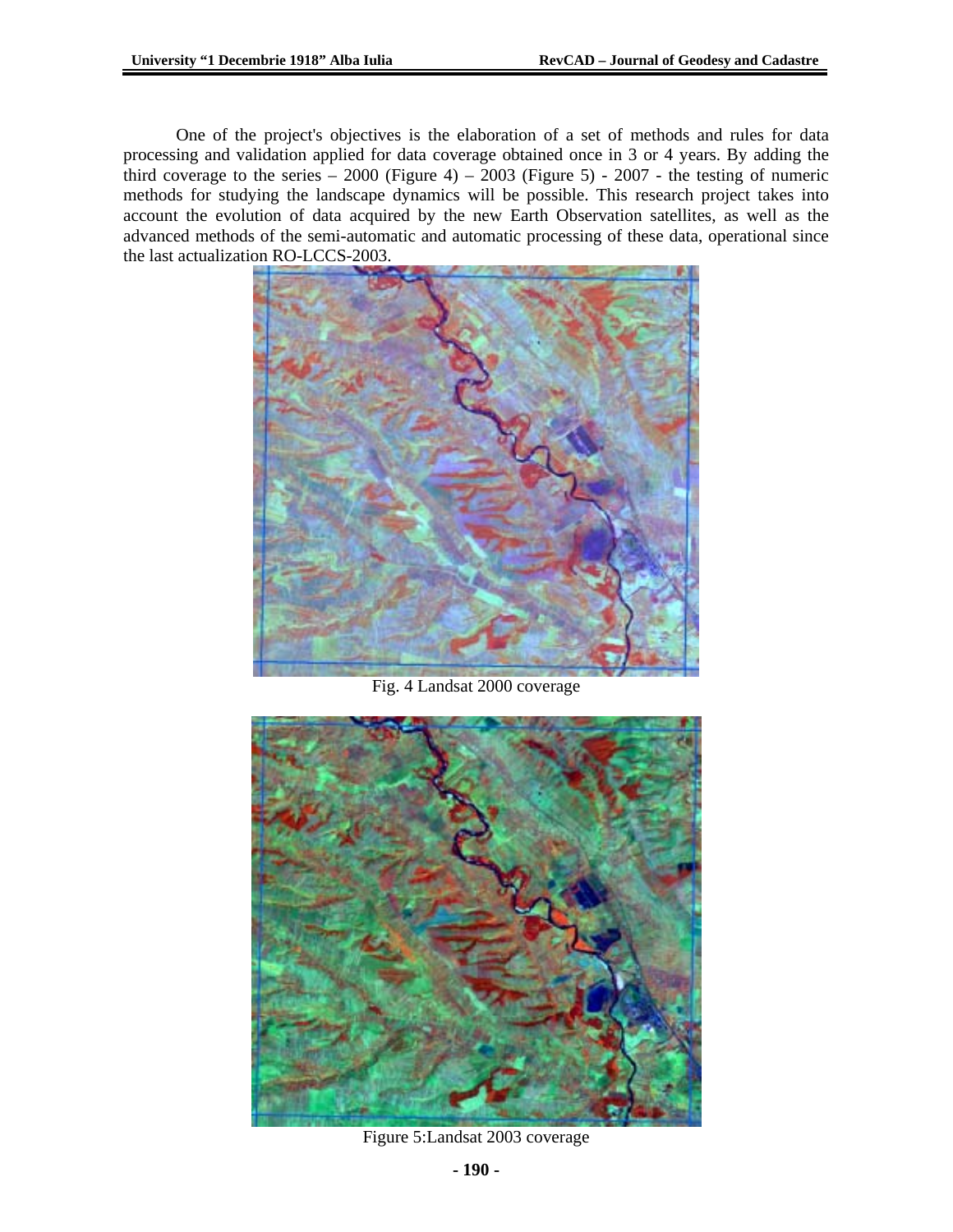One of the project's objectives is the elaboration of a set of methods and rules for data processing and validation applied for data coverage obtained once in 3 or 4 years. By adding the third coverage to the series – 2000 (Figure 4) – 2003 (Figure 5) - 2007 - the testing of numeric methods for studying the landscape dynamics will be possible. This research project takes into account the evolution of data acquired by the new Earth Observation satellites, as well as the advanced methods of the semi-automatic and automatic processing of these data, operational since the last actualization RO-LCCS-2003.

Fig. 4 Landsat 2000 coverage

Figure 5:Landsat 2003 coverage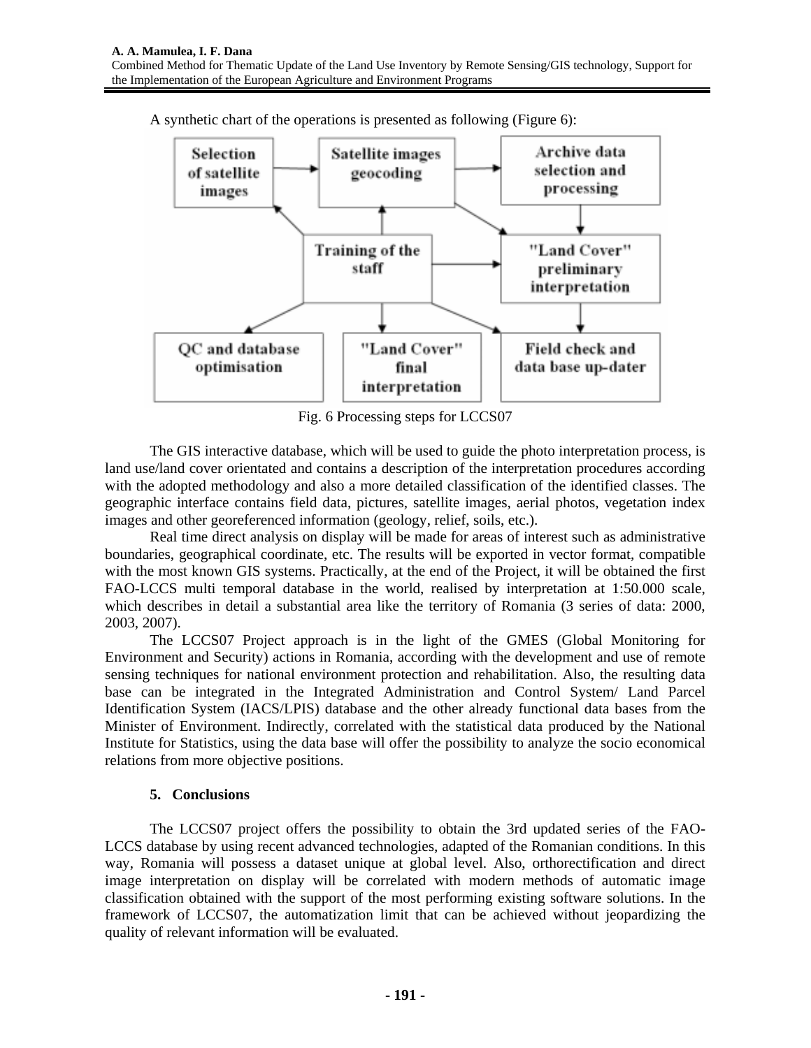A synthetic chart of the operations is presented as following (Figure 6):

Fig. 6 Processing steps for LCCS07

The GIS interactive database, which will be used to guide the photo interpretation process, is land use/land cover orientated and contains a description of the interpretation procedures according with the adopted methodology and also a more detailed classification of the identified classes. The geographic interface contains field data, pictures, satellite images, aerial photos, vegetation index images and other georeferenced information (geology, relief, soils, etc.).

Real time direct analysis on display will be made for areas of interest such as administrative boundaries, geographical coordinate, etc. The results will be exported in vector format, compatible with the most known GIS systems. Practically, at the end of the Project, it will be obtained the first FAO-LCCS multi temporal database in the world, realised by interpretation at 1:50.000 scale, which describes in detail a substantial area like the territory of Romania (3 series of data: 2000, 2003, 2007).

The LCCS07 Project approach is in the light of the GMES (Global Monitoring for Environment and Security) actions in Romania, according with the development and use of remote sensing techniques for national environment protection and rehabilitation. Also, the resulting data base can be integrated in the Integrated Administration and Control System/ Land Parcel Identification System (IACS/LPIS) database and the other already functional data bases from the Minister of Environment. Indirectly, correlated with the statistical data produced by the National Institute for Statistics, using the data base will offer the possibility to analyze the socio economical relations from more objective positions.

## 5. Conclusions

The LCCS07 project offers the possibility to obtain the 3rd updated series of the FAO-LCCS database by using recent advanced technologies, adapted of the Romanian conditions. In this way, Romania will possess a dataset unique at global level. Also, orthorectification and direct image interpretation on display will be correlated with modern methods of automatic image classification obtained with the support of the most performing existing software solutions. In the framework of LCCS07, the automatization limit that can be achieved without jeopardizing the quality of relevant information will be evaluated.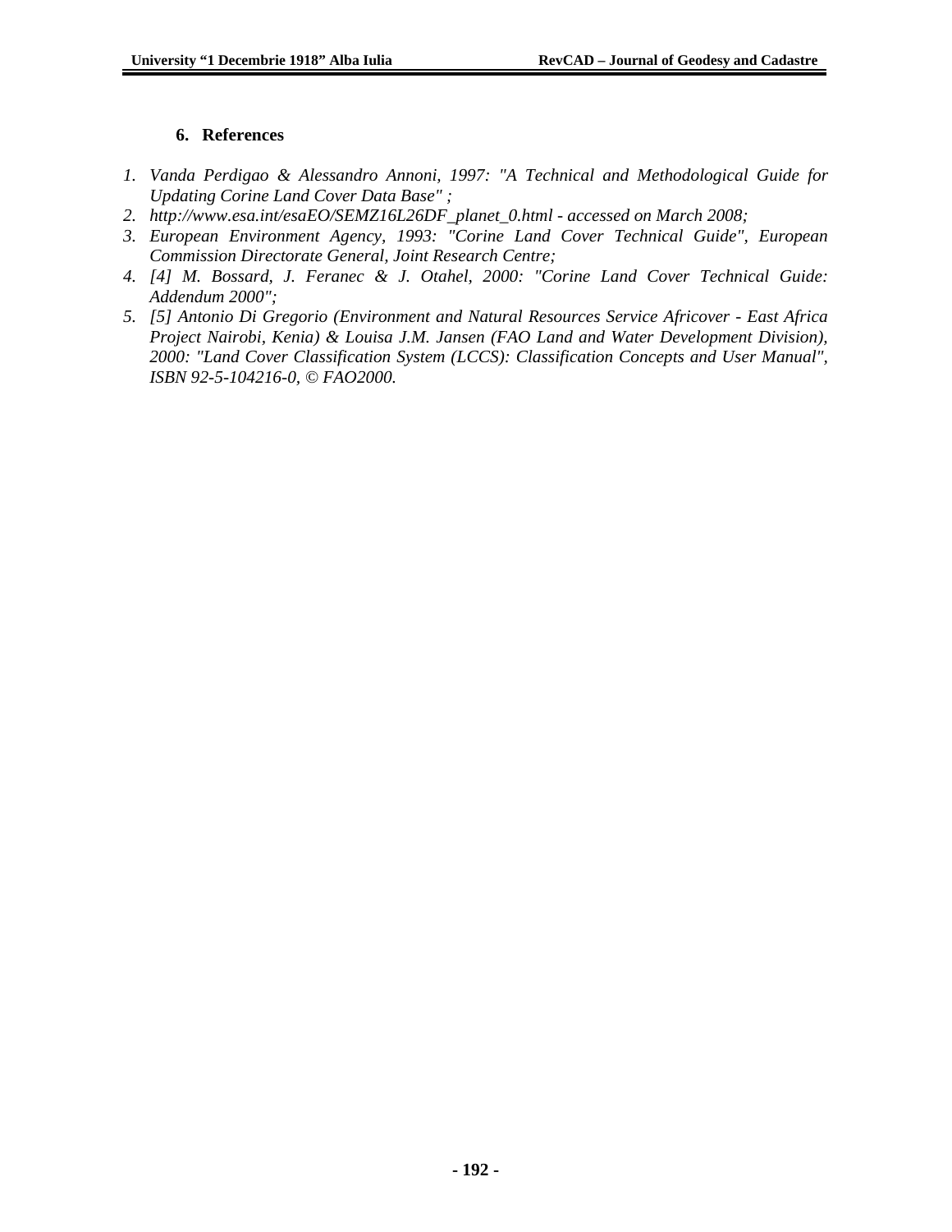## 6. References

1. *Vanda Perdigao & Alessandro Annoni, 1997: "A Technical and Methodological Guide for Updating Corine Land Cover Data Base" ;*
2. *http://www.esa.int/esaEO/SEMZ16L26DF_planet_0.html - accessed on March 2008;*
3. *European Environment Agency, 1993: "Corine Land Cover Technical Guide", European Commission Directorate General, Joint Research Centre;*
4. *[4] M. Bossard, J. Feranec & J. Otahel, 2000: "Corine Land Cover Technical Guide: Addendum 2000";*
5. *[5] Antonio Di Gregorio (Environment and Natural Resources Service Africover - East Africa Project Nairobi, Kenia) & Louisa J.M. Jansen (FAO Land and Water Development Division), 2000: "Land Cover Classification System (LCCS): Classification Concepts and User Manual", ISBN 92-5-104216-0, © FAO2000.*